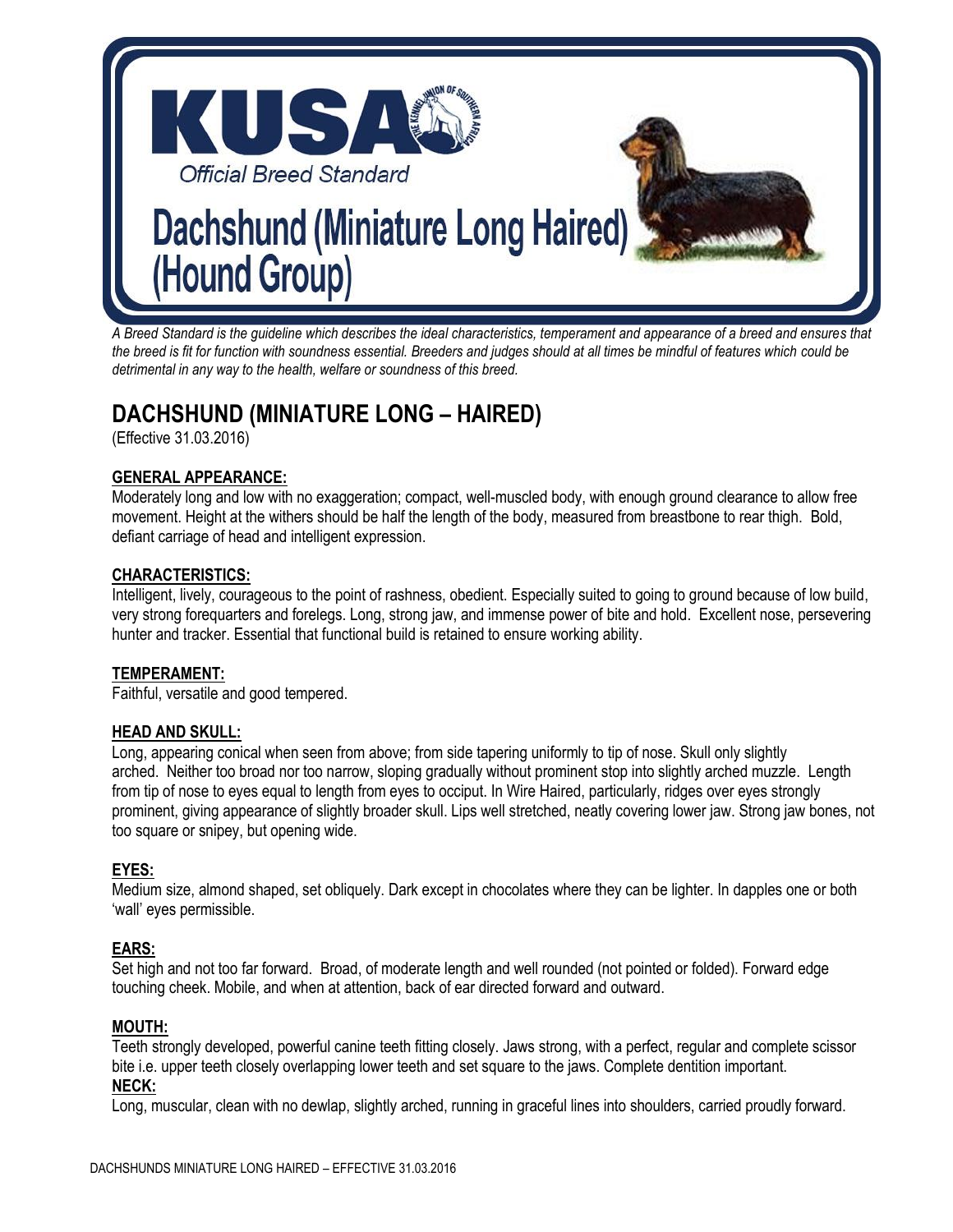KUSA

Official Breed Standard

# Dachshund (Miniature Long Haired) (Hound Group)

*A Breed Standard is the guideline which describes the ideal characteristics, temperament and appearance of a breed and ensures that the breed is fit for function with soundness essential. Breeders and judges should at all times be mindful of features which could be detrimental in any way to the health, welfare or soundness of this breed.*

## DACHSHUND (MINIATURE LONG – HAIRED)

(Effective 31.03.2016)

**GENERAL APPEARANCE:**
Moderately long and low with no exaggeration; compact, well-muscled body, with enough ground clearance to allow free movement. Height at the withers should be half the length of the body, measured from breastbone to rear thigh. Bold, defiant carriage of head and intelligent expression.

**CHARACTERISTICS:**
Intelligent, lively, courageous to the point of rashness, obedient. Especially suited to going to ground because of low build, very strong forequarters and forelegs. Long, strong jaw, and immense power of bite and hold. Excellent nose, persevering hunter and tracker. Essential that functional build is retained to ensure working ability.

**TEMPERAMENT:**
Faithful, versatile and good tempered.

**HEAD AND SKULL:**
Long, appearing conical when seen from above; from side tapering uniformly to tip of nose. Skull only slightly arched. Neither too broad nor too narrow, sloping gradually without prominent stop into slightly arched muzzle. Length from tip of nose to eyes equal to length from eyes to occiput. In Wire Haired, particularly, ridges over eyes strongly prominent, giving appearance of slightly broader skull. Lips well stretched, neatly covering lower jaw. Strong jaw bones, not too square or snipey, but opening wide.

**EYES:**
Medium size, almond shaped, set obliquely. Dark except in chocolates where they can be lighter. In dapples one or both 'wall' eyes permissible.

**EARS:**
Set high and not too far forward. Broad, of moderate length and well rounded (not pointed or folded). Forward edge touching cheek. Mobile, and when at attention, back of ear directed forward and outward.

**MOUTH:**
Teeth strongly developed, powerful canine teeth fitting closely. Jaws strong, with a perfect, regular and complete scissor bite i.e. upper teeth closely overlapping lower teeth and set square to the jaws. Complete dentition important.

**NECK:**
Long, muscular, clean with no dewlap, slightly arched, running in graceful lines into shoulders, carried proudly forward.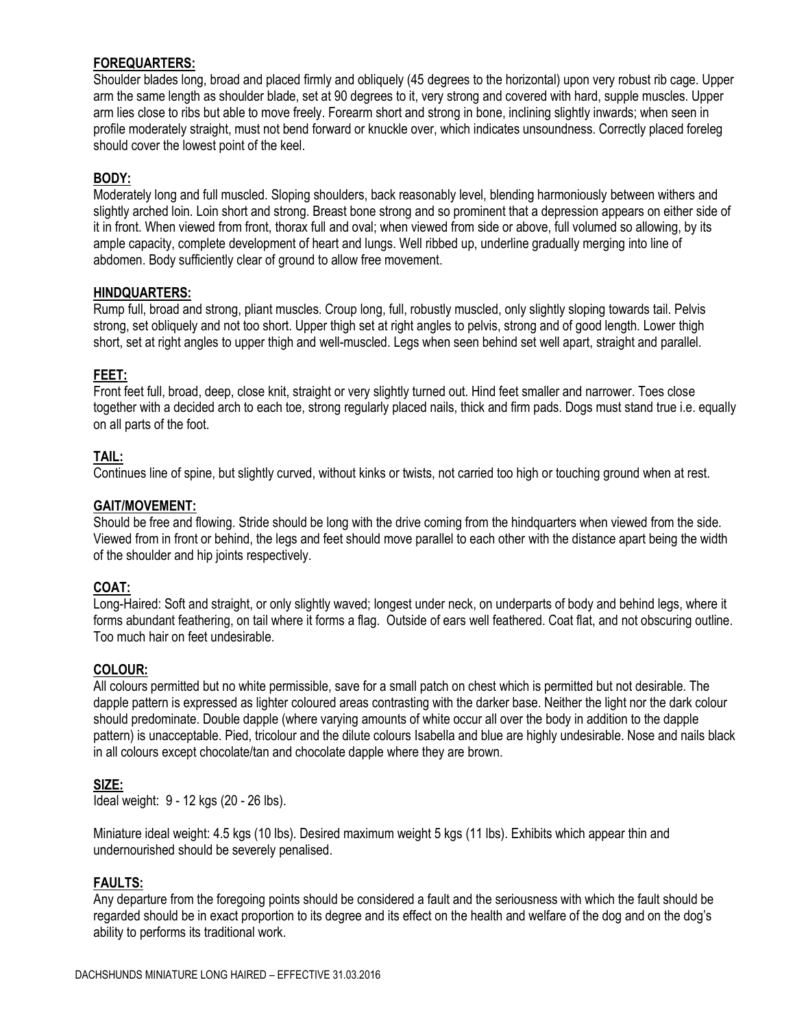## FOREQUARTERS:

Shoulder blades long, broad and placed firmly and obliquely (45 degrees to the horizontal) upon very robust rib cage. Upper arm the same length as shoulder blade, set at 90 degrees to it, very strong and covered with hard, supple muscles. Upper arm lies close to ribs but able to move freely. Forearm short and strong in bone, inclining slightly inwards; when seen in profile moderately straight, must not bend forward or knuckle over, which indicates unsoundness. Correctly placed foreleg should cover the lowest point of the keel.

## BODY:

Moderately long and full muscled. Sloping shoulders, back reasonably level, blending harmoniously between withers and slightly arched loin. Loin short and strong. Breast bone strong and so prominent that a depression appears on either side of it in front. When viewed from front, thorax full and oval; when viewed from side or above, full volumed so allowing, by its ample capacity, complete development of heart and lungs. Well ribbed up, underline gradually merging into line of abdomen. Body sufficiently clear of ground to allow free movement.

## HINDQUARTERS:

Rump full, broad and strong, pliant muscles. Croup long, full, robustly muscled, only slightly sloping towards tail. Pelvis strong, set obliquely and not too short. Upper thigh set at right angles to pelvis, strong and of good length. Lower thigh short, set at right angles to upper thigh and well-muscled. Legs when seen behind set well apart, straight and parallel.

## FEET:

Front feet full, broad, deep, close knit, straight or very slightly turned out. Hind feet smaller and narrower. Toes close together with a decided arch to each toe, strong regularly placed nails, thick and firm pads. Dogs must stand true i.e. equally on all parts of the foot.

## TAIL:

Continues line of spine, but slightly curved, without kinks or twists, not carried too high or touching ground when at rest.

## GAIT/MOVEMENT:

Should be free and flowing. Stride should be long with the drive coming from the hindquarters when viewed from the side. Viewed from in front or behind, the legs and feet should move parallel to each other with the distance apart being the width of the shoulder and hip joints respectively.

## COAT:

Long-Haired: Soft and straight, or only slightly waved; longest under neck, on underparts of body and behind legs, where it forms abundant feathering, on tail where it forms a flag. Outside of ears well feathered. Coat flat, and not obscuring outline. Too much hair on feet undesirable.

## COLOUR:

All colours permitted but no white permissible, save for a small patch on chest which is permitted but not desirable. The dapple pattern is expressed as lighter coloured areas contrasting with the darker base. Neither the light nor the dark colour should predominate. Double dapple (where varying amounts of white occur all over the body in addition to the dapple pattern) is unacceptable. Pied, tricolour and the dilute colours Isabella and blue are highly undesirable. Nose and nails black in all colours except chocolate/tan and chocolate dapple where they are brown.

## SIZE:

Ideal weight: 9 - 12 kgs (20 - 26 lbs).

Miniature ideal weight: 4.5 kgs (10 lbs). Desired maximum weight 5 kgs (11 lbs). Exhibits which appear thin and undernourished should be severely penalised.

## FAULTS:

Any departure from the foregoing points should be considered a fault and the seriousness with which the fault should be regarded should be in exact proportion to its degree and its effect on the health and welfare of the dog and on the dog's ability to performs its traditional work.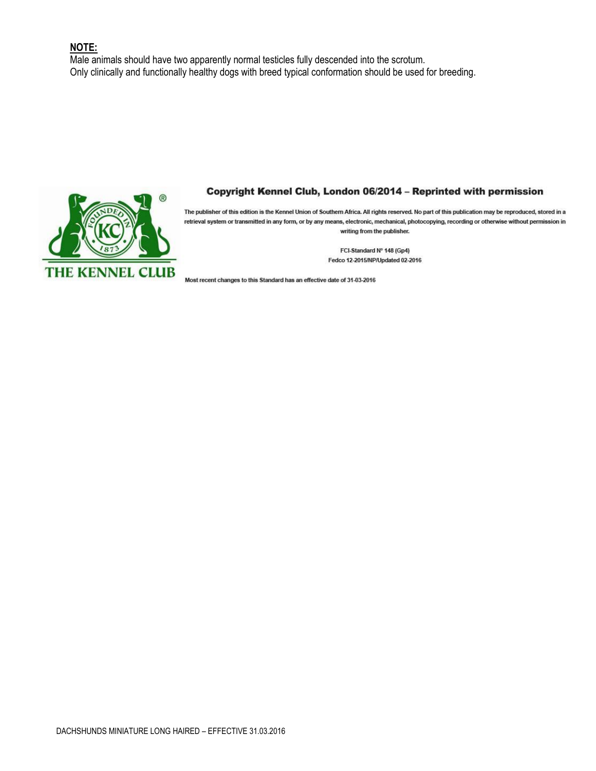**NOTE:**

Male animals should have two apparently normal testicles fully descended into the scrotum.
Only clinically and functionally healthy dogs with breed typical conformation should be used for breeding.

THE KENNEL CLUB

**Copyright Kennel Club, London 06/2014 – Reprinted with permission**

The publisher of this edition is the Kennel Union of Southern Africa. All rights reserved. No part of this publication may be reproduced, stored in a retrieval system or transmitted in any form, or by any means, electronic, mechanical, photocopying, recording or otherwise without permission in writing from the publisher.

FCI-Standard N° 148 (Gp4)
Fedco 12-2015/NP/Updated 02-2016

Most recent changes to this Standard has an effective date of 31-03-2016